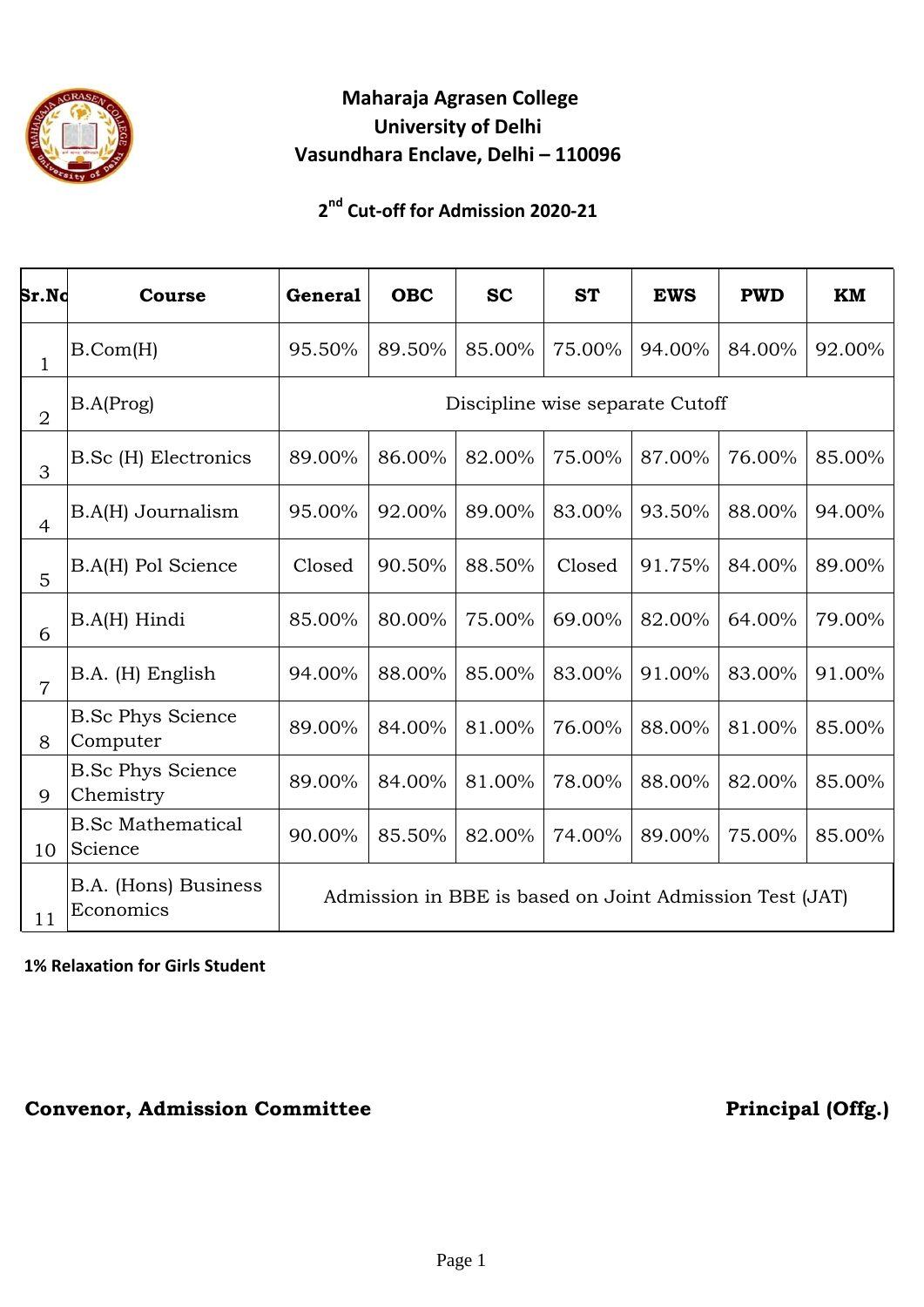# Maharaja Agrasen College
## University of Delhi
## Vasundhara Enclave, Delhi – 110096

### 2nd Cut-off for Admission 2020-21

| Sr.No | Course | General | OBC | SC | ST | EWS | PWD | KM |
|---|---|---|---|---|---|---|---|---|
| 1 | B.Com(H) | 95.50% | 89.50% | 85.00% | 75.00% | 94.00% | 84.00% | 92.00% |
| 2 | B.A(Prog) | Discipline wise separate Cutoff | | | | | | |
| 3 | B.Sc (H) Electronics | 89.00% | 86.00% | 82.00% | 75.00% | 87.00% | 76.00% | 85.00% |
| 4 | B.A(H) Journalism | 95.00% | 92.00% | 89.00% | 83.00% | 93.50% | 88.00% | 94.00% |
| 5 | B.A(H) Pol Science | Closed | 90.50% | 88.50% | Closed | 91.75% | 84.00% | 89.00% |
| 6 | B.A(H) Hindi | 85.00% | 80.00% | 75.00% | 69.00% | 82.00% | 64.00% | 79.00% |
| 7 | B.A. (H) English | 94.00% | 88.00% | 85.00% | 83.00% | 91.00% | 83.00% | 91.00% |
| 8 | B.Sc Phys Science Computer | 89.00% | 84.00% | 81.00% | 76.00% | 88.00% | 81.00% | 85.00% |
| 9 | B.Sc Phys Science Chemistry | 89.00% | 84.00% | 81.00% | 78.00% | 88.00% | 82.00% | 85.00% |
| 10 | B.Sc Mathematical Science | 90.00% | 85.50% | 82.00% | 74.00% | 89.00% | 75.00% | 85.00% |
| 11 | B.A. (Hons) Business Economics | Admission in BBE is based on Joint Admission Test (JAT) | | | | | | |

**1% Relaxation for Girls Student**

**Convenor, Admission Committee** **Principal (Offg.)**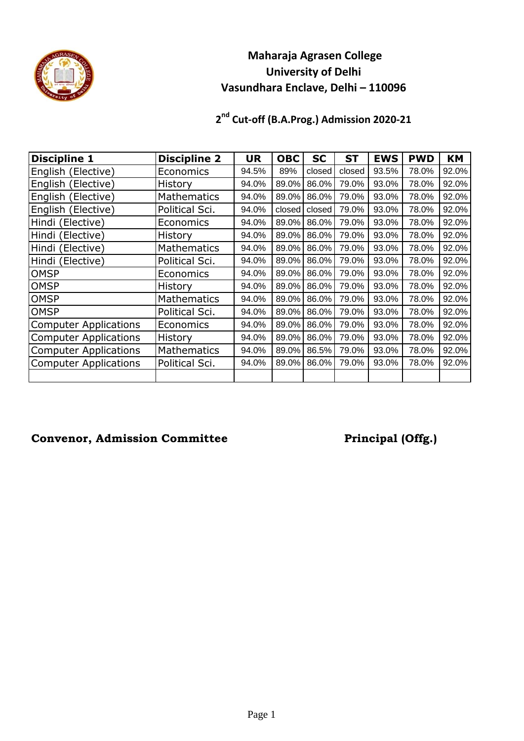**Maharaja Agrasen College**
**University of Delhi**
**Vasundhara Enclave, Delhi – 110096**

## 2nd Cut-off (B.A.Prog.) Admission 2020-21

| Discipline 1 | Discipline 2 | UR | OBC | SC | ST | EWS | PWD | KM |
|---|---|---|---|---|---|---|---|---|
| English (Elective) | Economics | 94.5% | 89% | closed | closed | 93.5% | 78.0% | 92.0% |
| English (Elective) | History | 94.0% | 89.0% | 86.0% | 79.0% | 93.0% | 78.0% | 92.0% |
| English (Elective) | Mathematics | 94.0% | 89.0% | 86.0% | 79.0% | 93.0% | 78.0% | 92.0% |
| English (Elective) | Political Sci. | 94.0% | closed | closed | 79.0% | 93.0% | 78.0% | 92.0% |
| Hindi (Elective) | Economics | 94.0% | 89.0% | 86.0% | 79.0% | 93.0% | 78.0% | 92.0% |
| Hindi (Elective) | History | 94.0% | 89.0% | 86.0% | 79.0% | 93.0% | 78.0% | 92.0% |
| Hindi (Elective) | Mathematics | 94.0% | 89.0% | 86.0% | 79.0% | 93.0% | 78.0% | 92.0% |
| Hindi (Elective) | Political Sci. | 94.0% | 89.0% | 86.0% | 79.0% | 93.0% | 78.0% | 92.0% |
| OMSP | Economics | 94.0% | 89.0% | 86.0% | 79.0% | 93.0% | 78.0% | 92.0% |
| OMSP | History | 94.0% | 89.0% | 86.0% | 79.0% | 93.0% | 78.0% | 92.0% |
| OMSP | Mathematics | 94.0% | 89.0% | 86.0% | 79.0% | 93.0% | 78.0% | 92.0% |
| OMSP | Political Sci. | 94.0% | 89.0% | 86.0% | 79.0% | 93.0% | 78.0% | 92.0% |
| Computer Applications | Economics | 94.0% | 89.0% | 86.0% | 79.0% | 93.0% | 78.0% | 92.0% |
| Computer Applications | History | 94.0% | 89.0% | 86.0% | 79.0% | 93.0% | 78.0% | 92.0% |
| Computer Applications | Mathematics | 94.0% | 89.0% | 86.5% | 79.0% | 93.0% | 78.0% | 92.0% |
| Computer Applications | Political Sci. | 94.0% | 89.0% | 86.0% | 79.0% | 93.0% | 78.0% | 92.0% |
| | | | | | | | | |

**Convenor, Admission Committee** **Principal (Offg.)**